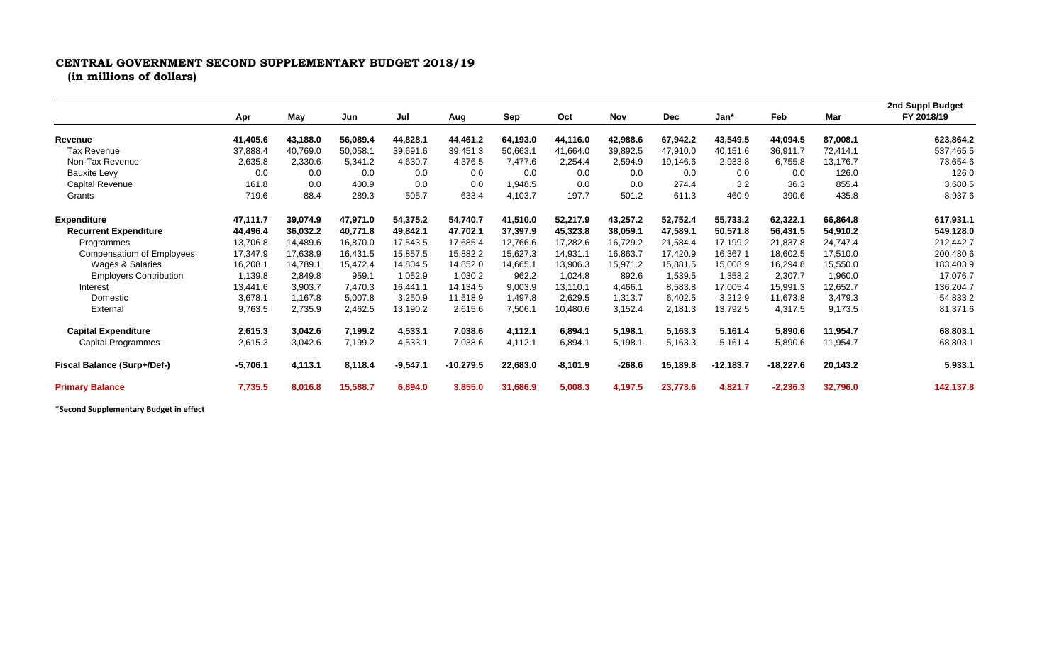# CENTRAL GOVERNMENT SECOND SUPPLEMENTARY BUDGET 2018/19
**(in millions of dollars)**

| | Apr | May | Jun | Jul | Aug | Sep | Oct | Nov | Dec | Jan* | Feb | Mar | 2nd Suppl Budget FY 2018/19 |
|---|---|---|---|---|---|---|---|---|---|---|---|---|---|
| **Revenue** | **41,405.6** | **43,188.0** | **56,089.4** | **44,828.1** | **44,461.2** | **64,193.0** | **44,116.0** | **42,988.6** | **67,942.2** | **43,549.5** | **44,094.5** | **87,008.1** | **623,864.2** |
| Tax Revenue | 37,888.4 | 40,769.0 | 50,058.1 | 39,691.6 | 39,451.3 | 50,663.1 | 41,664.0 | 39,892.5 | 47,910.0 | 40,151.6 | 36,911.7 | 72,414.1 | 537,465.5 |
| Non-Tax Revenue | 2,635.8 | 2,330.6 | 5,341.2 | 4,630.7 | 4,376.5 | 7,477.6 | 2,254.4 | 2,594.9 | 19,146.6 | 2,933.8 | 6,755.8 | 13,176.7 | 73,654.6 |
| Bauxite Levy | 0.0 | 0.0 | 0.0 | 0.0 | 0.0 | 0.0 | 0.0 | 0.0 | 0.0 | 0.0 | 0.0 | 126.0 | 126.0 |
| Capital Revenue | 161.8 | 0.0 | 400.9 | 0.0 | 0.0 | 1,948.5 | 0.0 | 0.0 | 274.4 | 3.2 | 36.3 | 855.4 | 3,680.5 |
| Grants | 719.6 | 88.4 | 289.3 | 505.7 | 633.4 | 4,103.7 | 197.7 | 501.2 | 611.3 | 460.9 | 390.6 | 435.8 | 8,937.6 |
| **Expenditure** | **47,111.7** | **39,074.9** | **47,971.0** | **54,375.2** | **54,740.7** | **41,510.0** | **52,217.9** | **43,257.2** | **52,752.4** | **55,733.2** | **62,322.1** | **66,864.8** | **617,931.1** |
| **Recurrent Expenditure** | **44,496.4** | **36,032.2** | **40,771.8** | **49,842.1** | **47,702.1** | **37,397.9** | **45,323.8** | **38,059.1** | **47,589.1** | **50,571.8** | **56,431.5** | **54,910.2** | **549,128.0** |
| Programmes | 13,706.8 | 14,489.6 | 16,870.0 | 17,543.5 | 17,685.4 | 12,766.6 | 17,282.6 | 16,729.2 | 21,584.4 | 17,199.2 | 21,837.8 | 24,747.4 | 212,442.7 |
| Compensatiom of Employees | 17,347.9 | 17,638.9 | 16,431.5 | 15,857.5 | 15,882.2 | 15,627.3 | 14,931.1 | 16,863.7 | 17,420.9 | 16,367.1 | 18,602.5 | 17,510.0 | 200,480.6 |
| Wages & Salaries | 16,208.1 | 14,789.1 | 15,472.4 | 14,804.5 | 14,852.0 | 14,665.1 | 13,906.3 | 15,971.2 | 15,881.5 | 15,008.9 | 16,294.8 | 15,550.0 | 183,403.9 |
| Employers Contribution | 1,139.8 | 2,849.8 | 959.1 | 1,052.9 | 1,030.2 | 962.2 | 1,024.8 | 892.6 | 1,539.5 | 1,358.2 | 2,307.7 | 1,960.0 | 17,076.7 |
| Interest | 13,441.6 | 3,903.7 | 7,470.3 | 16,441.1 | 14,134.5 | 9,003.9 | 13,110.1 | 4,466.1 | 8,583.8 | 17,005.4 | 15,991.3 | 12,652.7 | 136,204.7 |
| Domestic | 3,678.1 | 1,167.8 | 5,007.8 | 3,250.9 | 11,518.9 | 1,497.8 | 2,629.5 | 1,313.7 | 6,402.5 | 3,212.9 | 11,673.8 | 3,479.3 | 54,833.2 |
| External | 9,763.5 | 2,735.9 | 2,462.5 | 13,190.2 | 2,615.6 | 7,506.1 | 10,480.6 | 3,152.4 | 2,181.3 | 13,792.5 | 4,317.5 | 9,173.5 | 81,371.6 |
| **Capital Expenditure** | **2,615.3** | **3,042.6** | **7,199.2** | **4,533.1** | **7,038.6** | **4,112.1** | **6,894.1** | **5,198.1** | **5,163.3** | **5,161.4** | **5,890.6** | **11,954.7** | **68,803.1** |
| Capital Programmes | 2,615.3 | 3,042.6 | 7,199.2 | 4,533.1 | 7,038.6 | 4,112.1 | 6,894.1 | 5,198.1 | 5,163.3 | 5,161.4 | 5,890.6 | 11,954.7 | 68,803.1 |
| **Fiscal Balance (Surp+/Def-)** | **-5,706.1** | **4,113.1** | **8,118.4** | **-9,547.1** | **-10,279.5** | **22,683.0** | **-8,101.9** | **-268.6** | **15,189.8** | **-12,183.7** | **-18,227.6** | **20,143.2** | **5,933.1** |
| **Primary Balance** | **7,735.5** | **8,016.8** | **15,588.7** | **6,894.0** | **3,855.0** | **31,686.9** | **5,008.3** | **4,197.5** | **23,773.6** | **4,821.7** | **-2,236.3** | **32,796.0** | **142,137.8** |

**\*Second Supplementary Budget in effect**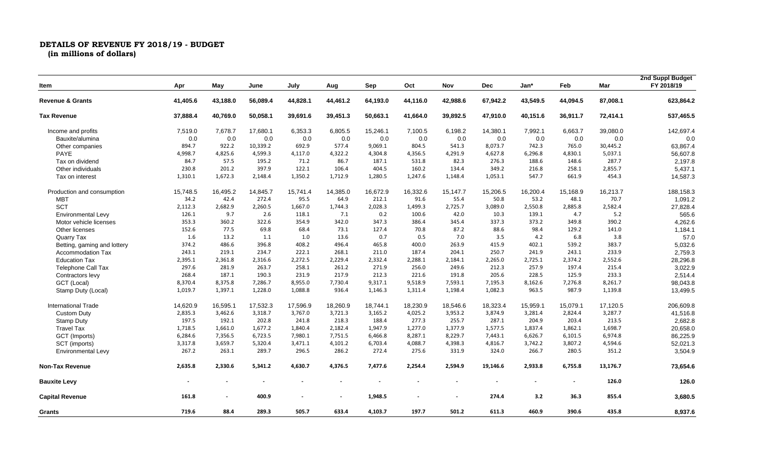**DETAILS OF REVENUE FY 2018/19 - BUDGET**
**(in millions of dollars)**

| Item | Apr | May | June | July | Aug | Sep | Oct | Nov | Dec | Jan* | Feb | Mar | 2nd Suppl Budget FY 2018/19 |
|---|---|---|---|---|---|---|---|---|---|---|---|---|---|
| **Revenue & Grants** | **41,405.6** | **43,188.0** | **56,089.4** | **44,828.1** | **44,461.2** | **64,193.0** | **44,116.0** | **42,988.6** | **67,942.2** | **43,549.5** | **44,094.5** | **87,008.1** | **623,864.2** |
| **Tax Revenue** | **37,888.4** | **40,769.0** | **50,058.1** | **39,691.6** | **39,451.3** | **50,663.1** | **41,664.0** | **39,892.5** | **47,910.0** | **40,151.6** | **36,911.7** | **72,414.1** | **537,465.5** |
| Income and profits | 7,519.0 | 7,678.7 | 17,680.1 | 6,353.3 | 6,805.5 | 15,246.1 | 7,100.5 | 6,198.2 | 14,380.1 | 7,992.1 | 6,663.7 | 39,080.0 | 142,697.4 |
| Bauxite/alumina | 0.0 | 0.0 | 0.0 | 0.0 | 0.0 | 0.0 | 0.0 | 0.0 | 0.0 | 0.0 | 0.0 | 0.0 | 0.0 |
| Other companies | 894.7 | 922.2 | 10,339.2 | 692.9 | 577.4 | 9,069.1 | 804.5 | 541.3 | 8,073.7 | 742.3 | 765.0 | 30,445.2 | 63,867.4 |
| PAYE | 4,998.7 | 4,825.6 | 4,599.3 | 4,117.0 | 4,322.2 | 4,304.8 | 4,356.5 | 4,291.9 | 4,627.8 | 6,296.8 | 4,830.1 | 5,037.1 | 56,607.8 |
| Tax on dividend | 84.7 | 57.5 | 195.2 | 71.2 | 86.7 | 187.1 | 531.8 | 82.3 | 276.3 | 188.6 | 148.6 | 287.7 | 2,197.8 |
| Other individuals | 230.8 | 201.2 | 397.9 | 122.1 | 106.4 | 404.5 | 160.2 | 134.4 | 349.2 | 216.8 | 258.1 | 2,855.7 | 5,437.1 |
| Tax on interest | 1,310.1 | 1,672.3 | 2,148.4 | 1,350.2 | 1,712.9 | 1,280.5 | 1,247.6 | 1,148.4 | 1,053.1 | 547.7 | 661.9 | 454.3 | 14,587.3 |
| Production and consumption | 15,748.5 | 16,495.2 | 14,845.7 | 15,741.4 | 14,385.0 | 16,672.9 | 16,332.6 | 15,147.7 | 15,206.5 | 16,200.4 | 15,168.9 | 16,213.7 | 188,158.3 |
| MBT | 34.2 | 42.4 | 272.4 | 95.5 | 64.9 | 212.1 | 91.6 | 55.4 | 50.8 | 53.2 | 48.1 | 70.7 | 1,091.2 |
| SCT | 2,112.3 | 2,682.9 | 2,260.5 | 1,667.0 | 1,744.3 | 2,028.3 | 1,499.3 | 2,725.7 | 3,089.0 | 2,550.8 | 2,885.8 | 2,582.4 | 27,828.4 |
| Environmental Levy | 126.1 | 9.7 | 2.6 | 118.1 | 7.1 | 0.2 | 100.6 | 42.0 | 10.3 | 139.1 | 4.7 | 5.2 | 565.6 |
| Motor vehicle licenses | 353.3 | 360.2 | 322.6 | 354.9 | 342.0 | 347.3 | 386.4 | 345.4 | 337.3 | 373.2 | 349.8 | 390.2 | 4,262.6 |
| Other licenses | 152.6 | 77.5 | 69.8 | 68.4 | 73.1 | 127.4 | 70.8 | 87.2 | 88.6 | 98.4 | 129.2 | 141.0 | 1,184.1 |
| Quarry Tax | 1.6 | 13.2 | 1.1 | 1.0 | 13.6 | 0.7 | 0.5 | 7.0 | 3.5 | 4.2 | 6.8 | 3.8 | 57.0 |
| Betting, gaming and lottery | 374.2 | 486.6 | 396.8 | 408.2 | 496.4 | 465.8 | 400.0 | 263.9 | 415.9 | 402.1 | 539.2 | 383.7 | 5,032.6 |
| Accommodation Tax | 243.1 | 219.1 | 234.7 | 222.1 | 268.1 | 211.0 | 187.4 | 204.1 | 250.7 | 241.9 | 243.1 | 233.9 | 2,759.3 |
| Education Tax | 2,395.1 | 2,361.8 | 2,316.6 | 2,272.5 | 2,229.4 | 2,332.4 | 2,288.1 | 2,184.1 | 2,265.0 | 2,725.7 | 2,374.2 | 2,552.6 | 28,296.8 |
| Telephone Call Tax | 297.6 | 281.9 | 263.7 | 258.1 | 261.2 | 271.9 | 256.0 | 249.6 | 212.3 | 257.9 | 197.4 | 215.4 | 3,022.9 |
| Contractors levy | 268.4 | 187.1 | 190.3 | 231.9 | 217.9 | 212.3 | 221.6 | 191.8 | 205.6 | 228.5 | 125.9 | 233.3 | 2,514.4 |
| GCT (Local) | 8,370.4 | 8,375.8 | 7,286.7 | 8,955.0 | 7,730.4 | 9,317.1 | 9,518.9 | 7,593.1 | 7,195.3 | 8,162.6 | 7,276.8 | 8,261.7 | 98,043.8 |
| Stamp Duty (Local) | 1,019.7 | 1,397.1 | 1,228.0 | 1,088.8 | 936.4 | 1,146.3 | 1,311.4 | 1,198.4 | 1,082.3 | 963.5 | 987.9 | 1,139.8 | 13,499.5 |
| International Trade | 14,620.9 | 16,595.1 | 17,532.3 | 17,596.9 | 18,260.9 | 18,744.1 | 18,230.9 | 18,546.6 | 18,323.4 | 15,959.1 | 15,079.1 | 17,120.5 | 206,609.8 |
| Custom Duty | 2,835.3 | 3,462.6 | 3,318.7 | 3,767.0 | 3,721.3 | 3,165.2 | 4,025.2 | 3,953.2 | 3,874.9 | 3,281.4 | 2,824.4 | 3,287.7 | 41,516.8 |
| Stamp Duty | 197.5 | 192.1 | 202.8 | 241.8 | 218.3 | 188.4 | 277.3 | 255.7 | 287.1 | 204.9 | 203.4 | 213.5 | 2,682.8 |
| Travel Tax | 1,718.5 | 1,661.0 | 1,677.2 | 1,840.4 | 2,182.4 | 1,947.9 | 1,277.0 | 1,377.9 | 1,577.5 | 1,837.4 | 1,862.1 | 1,698.7 | 20,658.0 |
| GCT (Imports) | 6,284.6 | 7,356.5 | 6,723.5 | 7,980.1 | 7,751.5 | 6,466.8 | 8,287.1 | 8,229.7 | 7,443.1 | 6,626.7 | 6,101.5 | 6,974.8 | 86,225.9 |
| SCT (imports) | 3,317.8 | 3,659.7 | 5,320.4 | 3,471.1 | 4,101.2 | 6,703.4 | 4,088.7 | 4,398.3 | 4,816.7 | 3,742.2 | 3,807.2 | 4,594.6 | 52,021.3 |
| Environmental Levy | 267.2 | 263.1 | 289.7 | 296.5 | 286.2 | 272.4 | 275.6 | 331.9 | 324.0 | 266.7 | 280.5 | 351.2 | 3,504.9 |
| **Non-Tax Revenue** | **2,635.8** | **2,330.6** | **5,341.2** | **4,630.7** | **4,376.5** | **7,477.6** | **2,254.4** | **2,594.9** | **19,146.6** | **2,933.8** | **6,755.8** | **13,176.7** | **73,654.6** |
| **Bauxite Levy** | - | - | - | - | - | - | - | - | - | - | - | **126.0** | **126.0** |
| **Capital Revenue** | **161.8** | - | **400.9** | - | - | **1,948.5** | - | - | **274.4** | **3.2** | **36.3** | **855.4** | **3,680.5** |
| **Grants** | **719.6** | **88.4** | **289.3** | **505.7** | **633.4** | **4,103.7** | **197.7** | **501.2** | **611.3** | **460.9** | **390.6** | **435.8** | **8,937.6** |